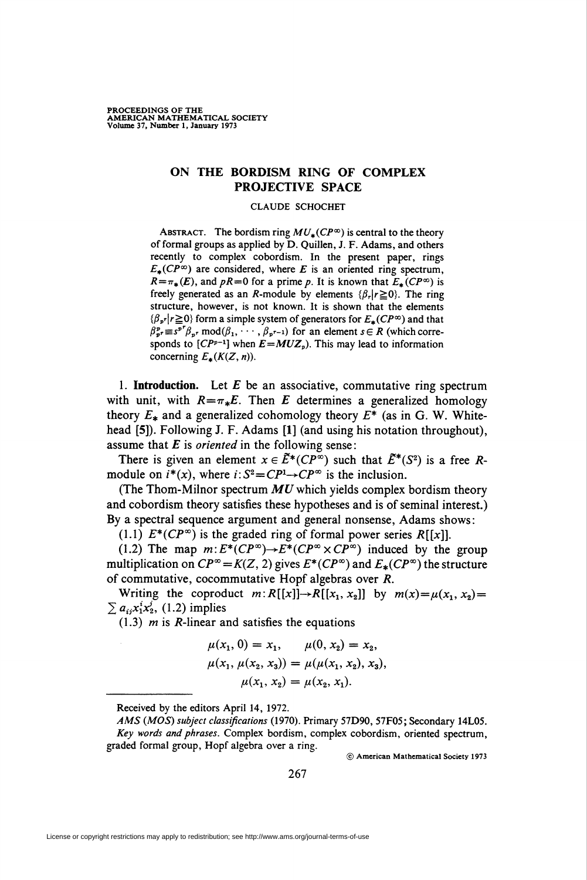# ON THE BORDISM RING OF COMPLEX PROJECTIVE SPACE

CLAUDE SCHOCHET

ABSTRACT. The bordism ring $MU_*(CP^\infty)$ is central to the theory of formal groups as applied by D. Quillen, J. F. Adams, and others recently to complex cobordism. In the present paper, rings $E_*(CP^\infty)$ are considered, where $E$ is an oriented ring spectrum, $R=\pi_*(E)$, and $pR=0$ for a prime $p$. It is known that $E_*(CP^\infty)$ is freely generated as an $R$-module by elements $\{\beta_r | r \geqq 0\}$. The ring structure, however, is not known. It is shown that the elements $\{\beta_{p^r} | r \geqq 0\}$ form a simple system of generators for $E_*(CP^\infty)$ and that $\beta_{p^r}^p \equiv s^{p^r}\beta_{p^r} \bmod(\beta_1, \cdots, \beta_{p^{r-1}})$ for an element $s \in R$ (which corresponds to $[CP^{p-1}]$ when $E=MUZ_p$). This may lead to information concerning $E_*(K(Z, n))$.

1. **Introduction.** Let $E$ be an associative, commutative ring spectrum with unit, with $R=\pi_*E$. Then $E$ determines a generalized homology theory $E_*$ and a generalized cohomology theory $E^*$ (as in G. W. Whitehead [5]). Following J. F. Adams [1] (and using his notation throughout), assume that $E$ is *oriented* in the following sense:

There is given an element $x \in \tilde{E}^*(CP^\infty)$ such that $\tilde{E}^*(S^2)$ is a free $R$-module on $i^*(x)$, where $i: S^2 = CP^1 \to CP^\infty$ is the inclusion.

(The Thom-Milnor spectrum $MU$ which yields complex bordism theory and cobordism theory satisfies these hypotheses and is of seminal interest.) By a spectral sequence argument and general nonsense, Adams shows:

(1.1) $E^*(CP^\infty)$ is the graded ring of formal power series $R[[x]]$.

(1.2) The map $m: E^*(CP^\infty) \to E^*(CP^\infty \times CP^\infty)$ induced by the group multiplication on $CP^\infty = K(Z, 2)$ gives $E^*(CP^\infty)$ and $E_*(CP^\infty)$ the structure of commutative, cocommutative Hopf algebras over $R$.

Writing the coproduct $m: R[[x]] \to R[[x_1, x_2]]$ by $m(x) = \mu(x_1, x_2) = \sum a_{ij} x_1^i x_2^j$, (1.2) implies

(1.3) $m$ is $R$-linear and satisfies the equations

$$\mu(x_1, 0) = x_1, \qquad \mu(0, x_2) = x_2,$$
$$\mu(x_1, \mu(x_2, x_3)) = \mu(\mu(x_1, x_2), x_3),$$
$$\mu(x_1, x_2) = \mu(x_2, x_1).$$

---

Received by the editors April 14, 1972.

*AMS (MOS) subject classifications* (1970). Primary 57D90, 57F05; Secondary 14L05.

*Key words and phrases.* Complex bordism, complex cobordism, oriented spectrum, graded formal group, Hopf algebra over a ring.

© American Mathematical Society 1973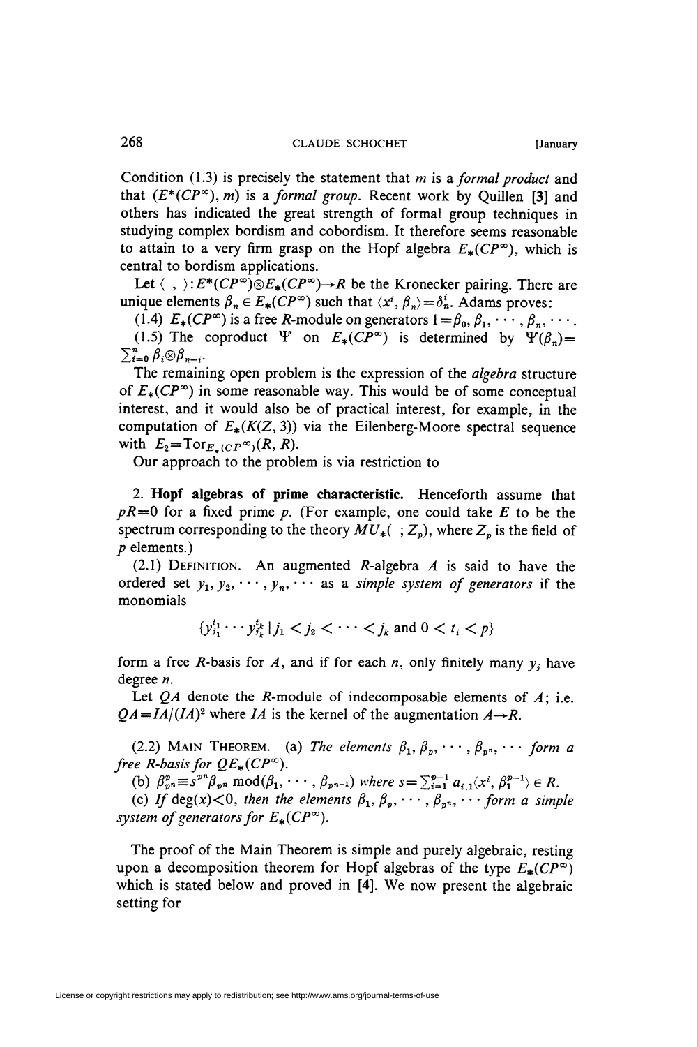Condition (1.3) is precisely the statement that $m$ is a *formal product* and that $(E^*(CP^\infty), m)$ is a *formal group*. Recent work by Quillen [3] and others has indicated the great strength of formal group techniques in studying complex bordism and cobordism. It therefore seems reasonable to attain to a very firm grasp on the Hopf algebra $E_*(CP^\infty)$, which is central to bordism applications.

Let $\langle\ ,\ \rangle : E^*(CP^\infty) \otimes E_*(CP^\infty) \to R$ be the Kronecker pairing. There are unique elements $\beta_n \in E_*(CP^\infty)$ such that $\langle x^i, \beta_n \rangle = \delta_n^i$. Adams proves:

(1.4) $E_*(CP^\infty)$ is a free $R$-module on generators $1 = \beta_0, \beta_1, \cdots, \beta_n, \cdots$.

(1.5) The coproduct $\Psi$ on $E_*(CP^\infty)$ is determined by $\Psi(\beta_n) = \sum_{i=0}^n \beta_i \otimes \beta_{n-i}$.

The remaining open problem is the expression of the *algebra* structure of $E_*(CP^\infty)$ in some reasonable way. This would be of some conceptual interest, and it would also be of practical interest, for example, in the computation of $E_*(K(Z, 3))$ via the Eilenberg-Moore spectral sequence with $E_2 = \mathrm{Tor}_{E_*(CP^\infty)}(R, R)$.

Our approach to the problem is via restriction to

## 2. Hopf algebras of prime characteristic.

Henceforth assume that $pR = 0$ for a fixed prime $p$. (For example, one could take $E$ to be the spectrum corresponding to the theory $MU_*(\ ; Z_p)$, where $Z_p$ is the field of $p$ elements.)

(2.1) DEFINITION. An augmented $R$-algebra $A$ is said to have the ordered set $y_1, y_2, \cdots, y_n, \cdots$ as a *simple system of generators* if the monomials

$$\{ y_{j_1}^{t_1} \cdots y_{j_k}^{t_k} \mid j_1 < j_2 < \cdots < j_k \text{ and } 0 < t_i < p \}$$

form a free $R$-basis for $A$, and if for each $n$, only finitely many $y_j$ have degree $n$.

Let $QA$ denote the $R$-module of indecomposable elements of $A$; i.e. $QA = IA/(IA)^2$ where $IA$ is the kernel of the augmentation $A \to R$.

(2.2) MAIN THEOREM. (a) *The elements $\beta_1, \beta_p, \cdots, \beta_{p^n}, \cdots$ form a free $R$-basis for $QE_*(CP^\infty)$.*

(b) $\beta_{p^n}^p \equiv s^{p^n} \beta_{p^n} \bmod (\beta_1, \cdots, \beta_{p^{n-1}})$ *where* $s = \sum_{i=1}^{p-1} a_{i,1} \langle x^i, \beta_1^{p-1} \rangle \in R$.

(c) *If* $\deg(x) < 0$, *then the elements $\beta_1, \beta_p, \cdots, \beta_{p^n}, \cdots$ form a simple system of generators for $E_*(CP^\infty)$.*

The proof of the Main Theorem is simple and purely algebraic, resting upon a decomposition theorem for Hopf algebras of the type $E_*(CP^\infty)$ which is stated below and proved in [4]. We now present the algebraic setting for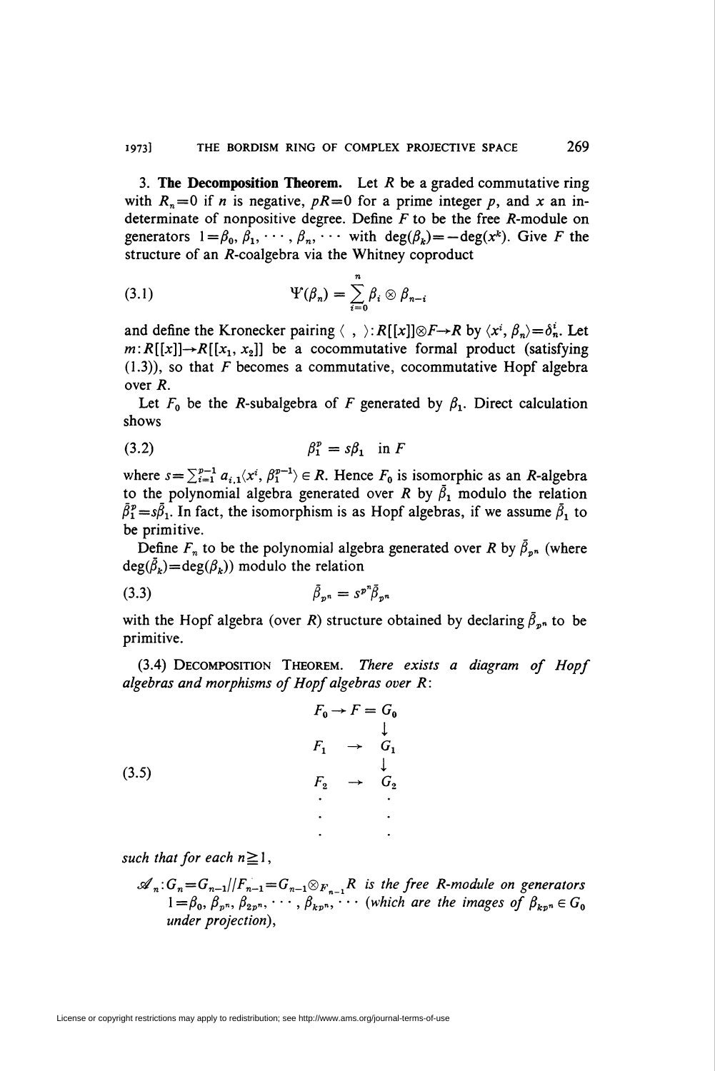3. **The Decomposition Theorem.** Let $R$ be a graded commutative ring with $R_n = 0$ if $n$ is negative, $pR = 0$ for a prime integer $p$, and $x$ an indeterminate of nonpositive degree. Define $F$ to be the free $R$-module on generators $1 = \beta_0, \beta_1, \cdots, \beta_n, \cdots$ with $\deg(\beta_k) = -\deg(x^k)$. Give $F$ the structure of an $R$-coalgebra via the Whitney coproduct

$$\Psi(\beta_n) = \sum_{i=0}^{n} \beta_i \otimes \beta_{n-i} \tag{3.1}$$

and define the Kronecker pairing $\langle\ ,\ \rangle: R[[x]] \otimes F \to R$ by $\langle x^i, \beta_n \rangle = \delta_n^i$. Let $m: R[[x]] \to R[[x_1, x_2]]$ be a cocommutative formal product (satisfying (1.3)), so that $F$ becomes a commutative, cocommutative Hopf algebra over $R$.

Let $F_0$ be the $R$-subalgebra of $F$ generated by $\beta_1$. Direct calculation shows

$$\beta_1^p = s\beta_1 \quad \text{in } F \tag{3.2}$$

where $s = \sum_{i=1}^{p-1} a_{i,1} \langle x^i, \beta_1^{p-1} \rangle \in R$. Hence $F_0$ is isomorphic as an $R$-algebra to the polynomial algebra generated over $R$ by $\bar{\beta}_1$ modulo the relation $\bar{\beta}_1^p = s\bar{\beta}_1$. In fact, the isomorphism is as Hopf algebras, if we assume $\bar{\beta}_1$ to be primitive.

Define $F_n$ to be the polynomial algebra generated over $R$ by $\bar{\beta}_{p^n}$ (where $\deg(\bar{\beta}_k) = \deg(\beta_k)$) modulo the relation

$$\bar{\beta}_{p^n} = s^{p^n} \bar{\beta}_{p^n} \tag{3.3}$$

with the Hopf algebra (over $R$) structure obtained by declaring $\bar{\beta}_{p^n}$ to be primitive.

(3.4) Decomposition Theorem. *There exists a diagram of Hopf algebras and morphisms of Hopf algebras over $R$:*

$$\begin{array}{ccc}
F_0 \to & F = & G_0 \\
 & & \downarrow \\
F_1 & \to & G_1 \\
 & & \downarrow \\
F_2 & \to & G_2 \\
\cdot & & \cdot \\
\cdot & & \cdot \\
\cdot & & \cdot
\end{array} \tag{3.5}$$

*such that for each $n \geq 1$,*

$\mathscr{A}_n$: *$G_n = G_{n-1}//F_{n-1} = G_{n-1} \otimes_{F_{n-1}} R$ is the free $R$-module on generators $1 = \beta_0, \beta_{p^n}, \beta_{2p^n}, \cdots, \beta_{kp^n}, \cdots$ (which are the images of $\beta_{kp^n} \in G_0$ under projection),*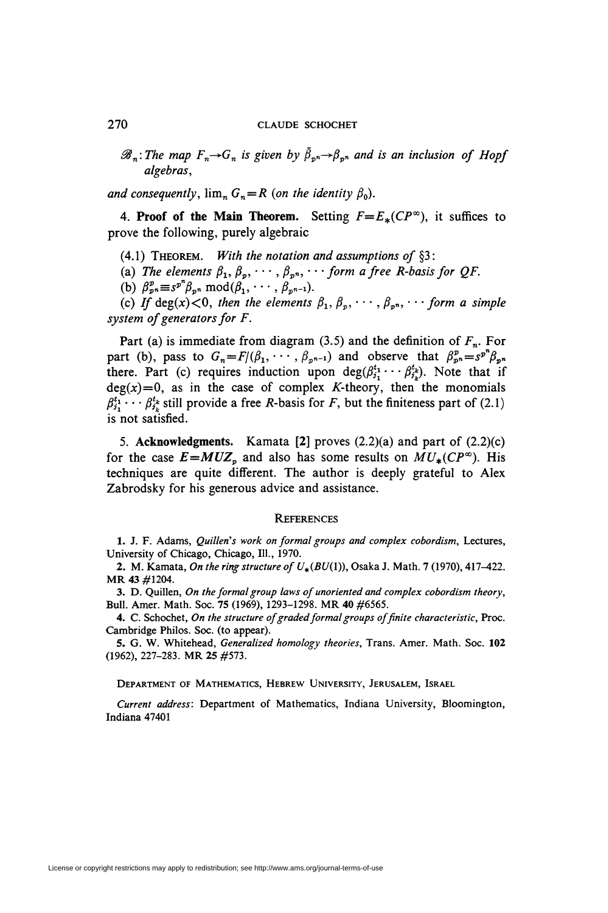$\mathscr{B}_n$: *The map* $F_n \to G_n$ *is given by* $\bar{\beta}_{p^n} \to \beta_{p^n}$ *and is an inclusion of Hopf algebras,*

*and consequently,* $\lim_n G_n = R$ *(on the identity* $\beta_0$*).*

4. **Proof of the Main Theorem.** Setting $F = E_*(CP^\infty)$, it suffices to prove the following, purely algebraic

(4.1) THEOREM. *With the notation and assumptions of* §3:

(a) *The elements* $\beta_1, \beta_p, \cdots, \beta_{p^n}, \cdots$ *form a free R-basis for QF.*

(b) $\beta_{p^n}^p \equiv s^{p^n} \beta_{p^n} \bmod(\beta_1, \cdots, \beta_{p^{n-1}})$.

(c) *If* $\deg(x) < 0$, *then the elements* $\beta_1, \beta_p, \cdots, \beta_{p^n}, \cdots$ *form a simple system of generators for F.*

Part (a) is immediate from diagram (3.5) and the definition of $F_n$. For part (b), pass to $G_n = F/(\beta_1, \cdots, \beta_{p^{n-1}})$ and observe that $\beta_{p^n}^p = s^{p^n} \beta_{p^n}$ there. Part (c) requires induction upon $\deg(\beta_{j_1}^{t_1} \cdots \beta_{j_k}^{t_k})$. Note that if $\deg(x) = 0$, as in the case of complex $K$-theory, then the monomials $\beta_{j_1}^{t_1} \cdots \beta_{j_k}^{t_k}$ still provide a free $R$-basis for $F$, but the finiteness part of (2.1) is not satisfied.

5. **Acknowledgments.** Kamata **[2]** proves (2.2)(a) and part of (2.2)(c) for the case $E = MUZ_p$ and also has some results on $MU_*(CP^\infty)$. His techniques are quite different. The author is deeply grateful to Alex Zabrodsky for his generous advice and assistance.

## REFERENCES

**1.** J. F. Adams, *Quillen's work on formal groups and complex cobordism*, Lectures, University of Chicago, Chicago, Ill., 1970.

**2.** M. Kamata, *On the ring structure of* $U_*(BU(1))$, Osaka J. Math. **7** (1970), 417–422. MR **43** #1204.

**3.** D. Quillen, *On the formal group laws of unoriented and complex cobordism theory*, Bull. Amer. Math. Soc. **75** (1969), 1293–1298. MR **40** #6565.

**4.** C. Schochet, *On the structure of graded formal groups of finite characteristic*, Proc. Cambridge Philos. Soc. (to appear).

**5.** G. W. Whitehead, *Generalized homology theories*, Trans. Amer. Math. Soc. **102** (1962), 227–283. MR **25** #573.

DEPARTMENT OF MATHEMATICS, HEBREW UNIVERSITY, JERUSALEM, ISRAEL

*Current address*: Department of Mathematics, Indiana University, Bloomington, Indiana 47401